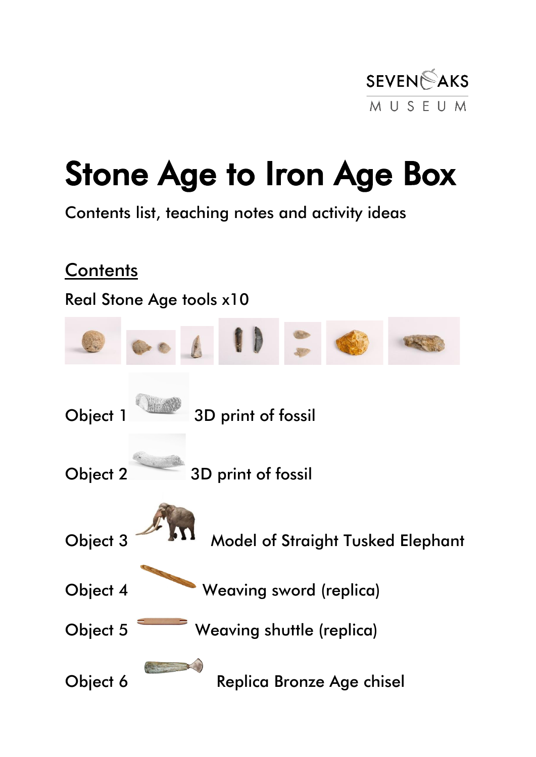# Stone Age to Iron Age Box

Contents list, teaching notes and activity ideas

## Contents

Real Stone Age tools x10

Object 1 3D print of fossil

Object 2 3D print of fossil

Object 3 Model of Straight Tusked Elephant

Object 4 Weaving sword (replica)

Object 5 Weaving shuttle (replica)

Object 6 Replica Bronze Age chisel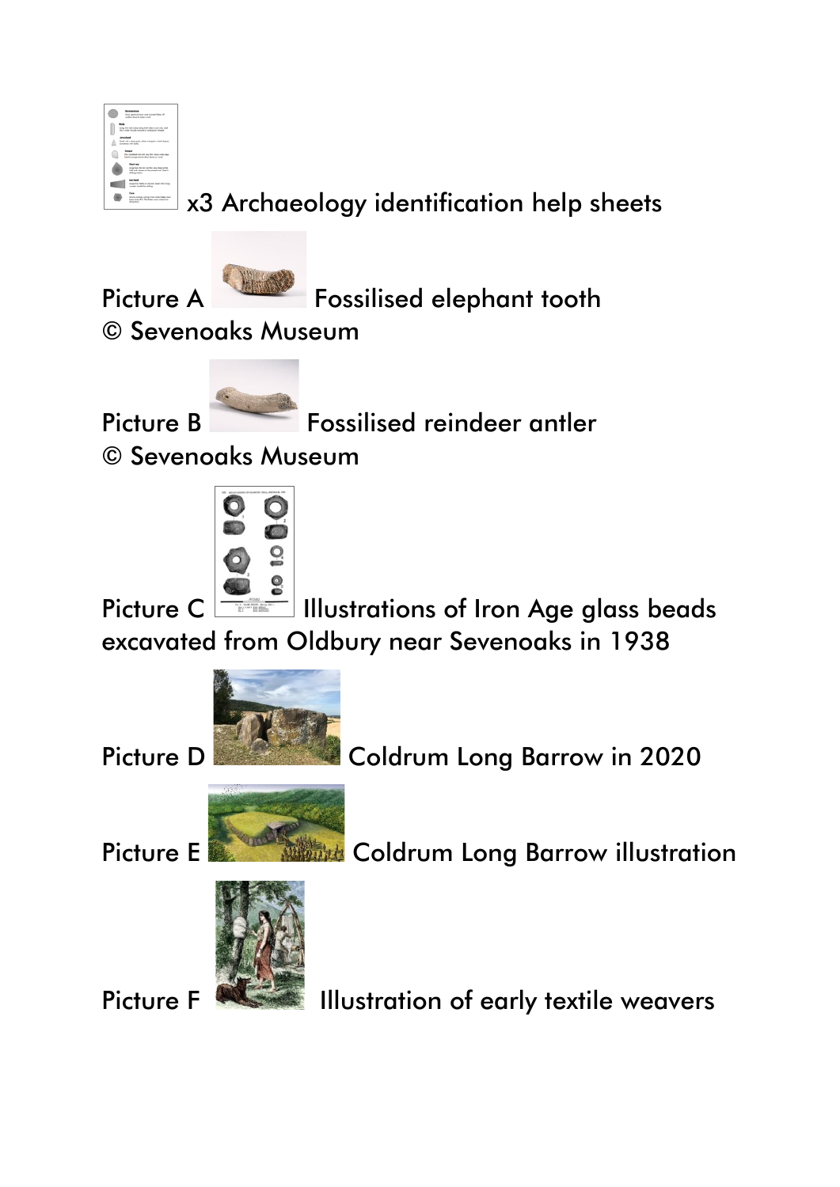x3 Archaeology identification help sheets

Picture A Fossilised elephant tooth
© Sevenoaks Museum

Picture B Fossilised reindeer antler
© Sevenoaks Museum

Picture C Illustrations of Iron Age glass beads excavated from Oldbury near Sevenoaks in 1938

Picture D Coldrum Long Barrow in 2020

Picture E Coldrum Long Barrow illustration

Picture F Illustration of early textile weavers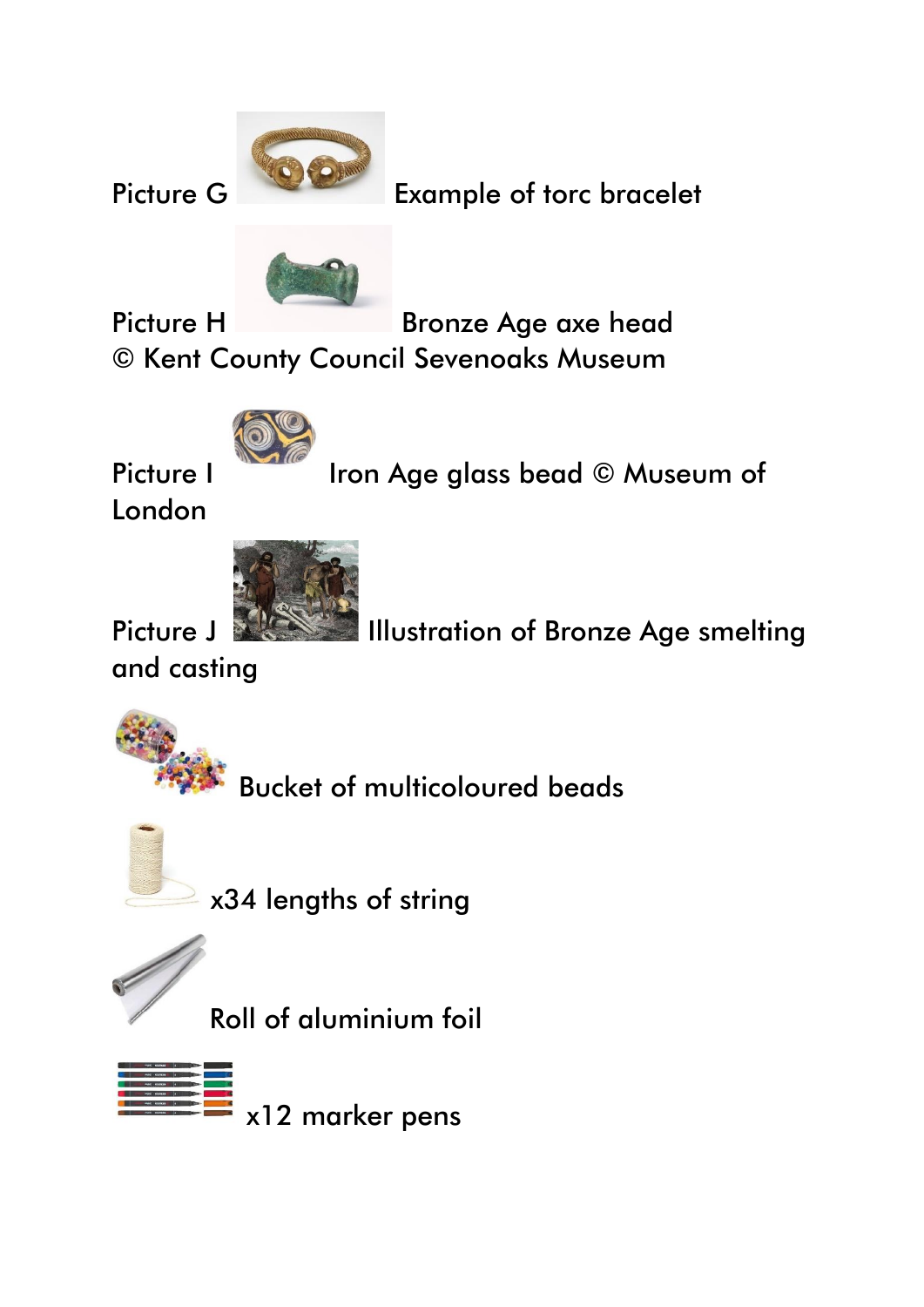Picture G Example of torc bracelet

Picture H Bronze Age axe head © Kent County Council Sevenoaks Museum

Picture I Iron Age glass bead © Museum of London

Picture J Illustration of Bronze Age smelting and casting

Bucket of multicoloured beads

x34 lengths of string

Roll of aluminium foil

x12 marker pens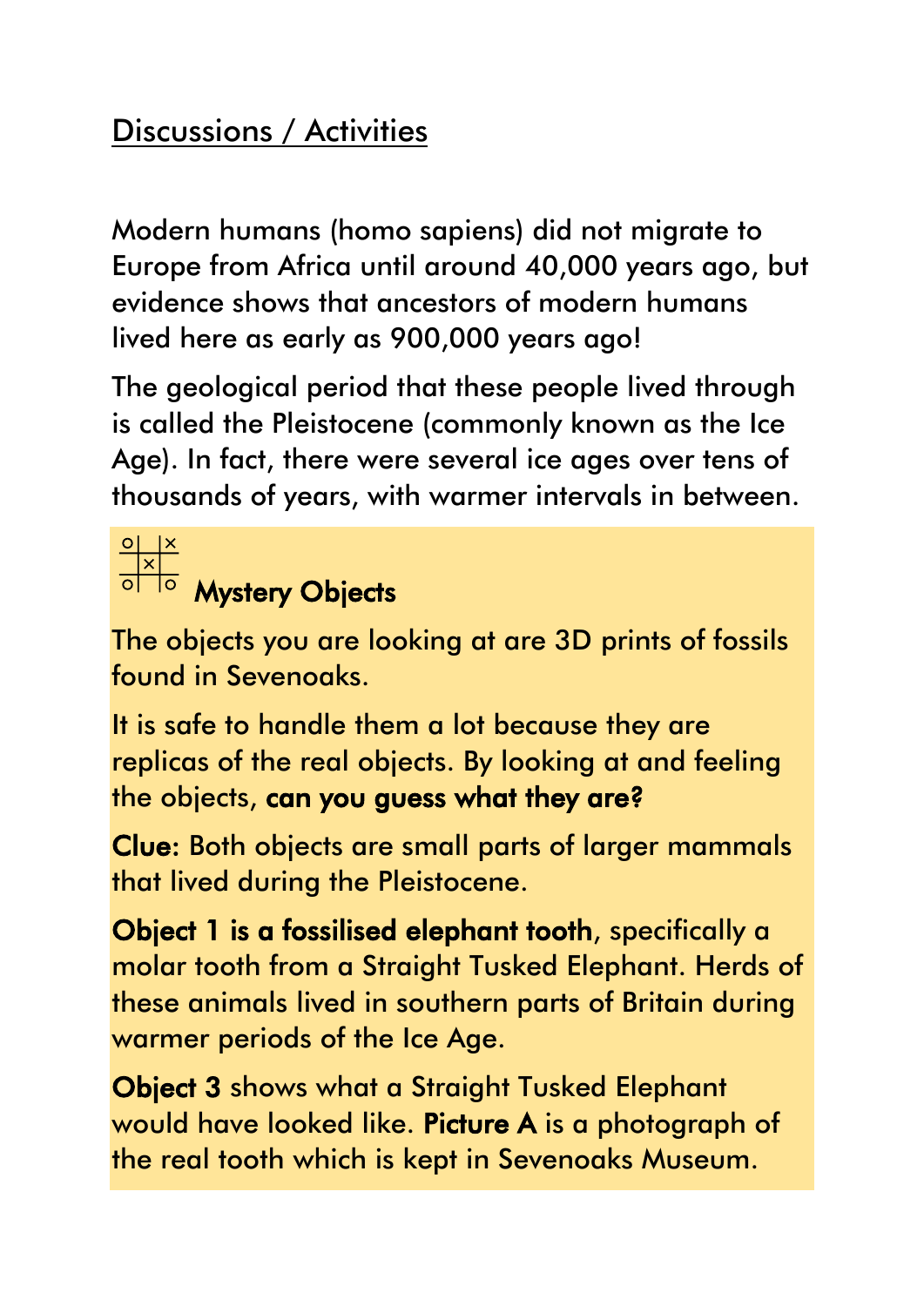## Discussions / Activities

Modern humans (homo sapiens) did not migrate to Europe from Africa until around 40,000 years ago, but evidence shows that ancestors of modern humans lived here as early as 900,000 years ago!

The geological period that these people lived through is called the Pleistocene (commonly known as the Ice Age). In fact, there were several ice ages over tens of thousands of years, with warmer intervals in between.

### Mystery Objects

The objects you are looking at are 3D prints of fossils found in Sevenoaks.

It is safe to handle them a lot because they are replicas of the real objects. By looking at and feeling the objects, **can you guess what they are?**

**Clue:** Both objects are small parts of larger mammals that lived during the Pleistocene.

**Object 1 is a fossilised elephant tooth**, specifically a molar tooth from a Straight Tusked Elephant. Herds of these animals lived in southern parts of Britain during warmer periods of the Ice Age.

**Object 3** shows what a Straight Tusked Elephant would have looked like. **Picture A** is a photograph of the real tooth which is kept in Sevenoaks Museum.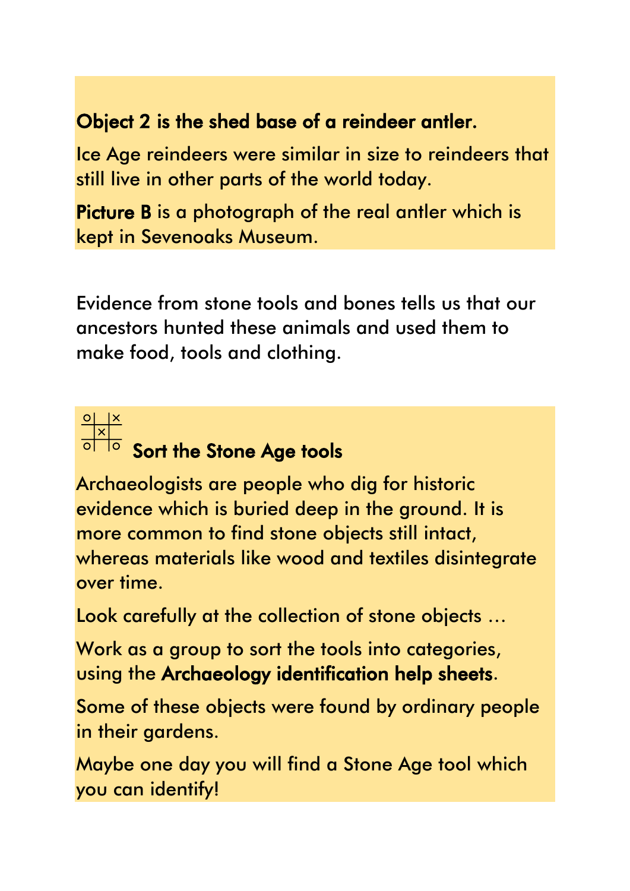**Object 2 is the shed base of a reindeer antler.**

Ice Age reindeers were similar in size to reindeers that still live in other parts of the world today.

**Picture B** is a photograph of the real antler which is kept in Sevenoaks Museum.

Evidence from stone tools and bones tells us that our ancestors hunted these animals and used them to make food, tools and clothing.

## Sort the Stone Age tools

Archaeologists are people who dig for historic evidence which is buried deep in the ground. It is more common to find stone objects still intact, whereas materials like wood and textiles disintegrate over time.

Look carefully at the collection of stone objects …

Work as a group to sort the tools into categories, using the **Archaeology identification help sheets**.

Some of these objects were found by ordinary people in their gardens.

Maybe one day you will find a Stone Age tool which you can identify!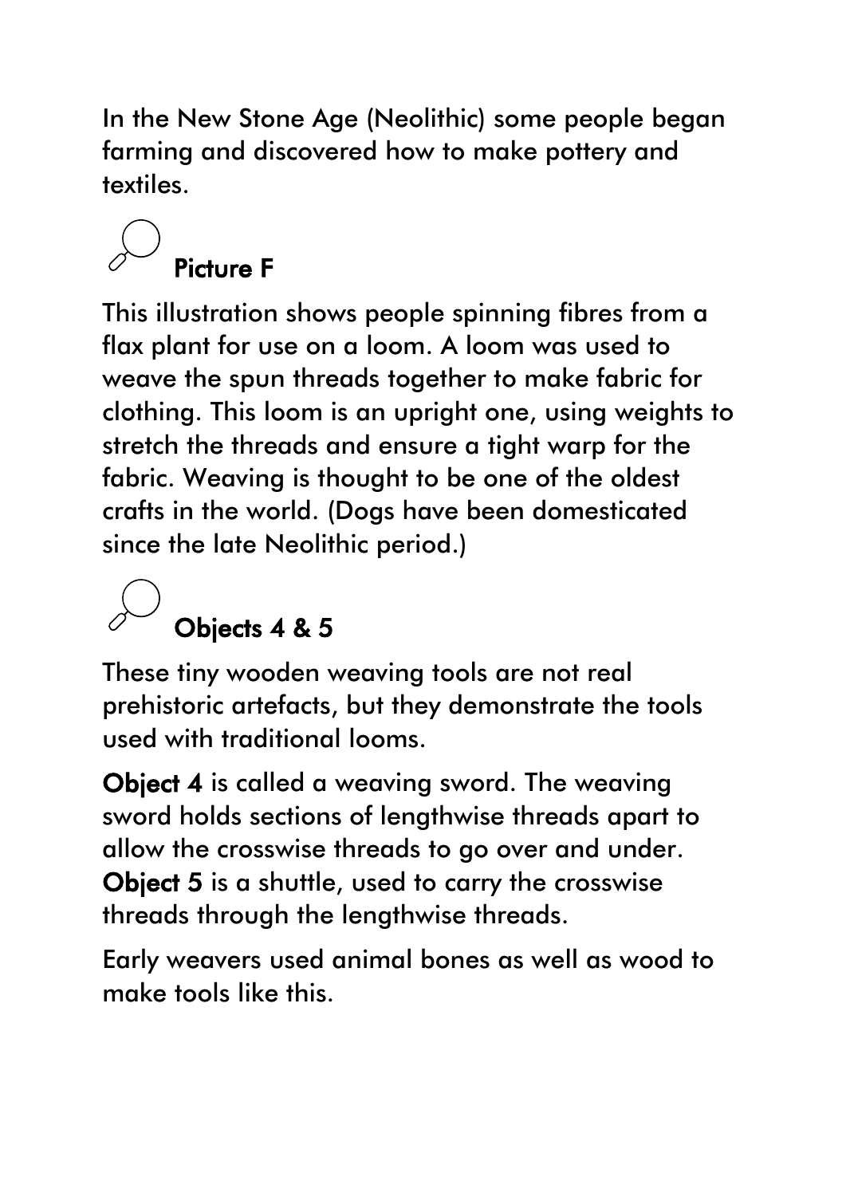In the New Stone Age (Neolithic) some people began farming and discovered how to make pottery and textiles.

## Picture F

This illustration shows people spinning fibres from a flax plant for use on a loom. A loom was used to weave the spun threads together to make fabric for clothing. This loom is an upright one, using weights to stretch the threads and ensure a tight warp for the fabric. Weaving is thought to be one of the oldest crafts in the world. (Dogs have been domesticated since the late Neolithic period.)

## Objects 4 & 5

These tiny wooden weaving tools are not real prehistoric artefacts, but they demonstrate the tools used with traditional looms.

**Object 4** is called a weaving sword. The weaving sword holds sections of lengthwise threads apart to allow the crosswise threads to go over and under. **Object 5** is a shuttle, used to carry the crosswise threads through the lengthwise threads.

Early weavers used animal bones as well as wood to make tools like this.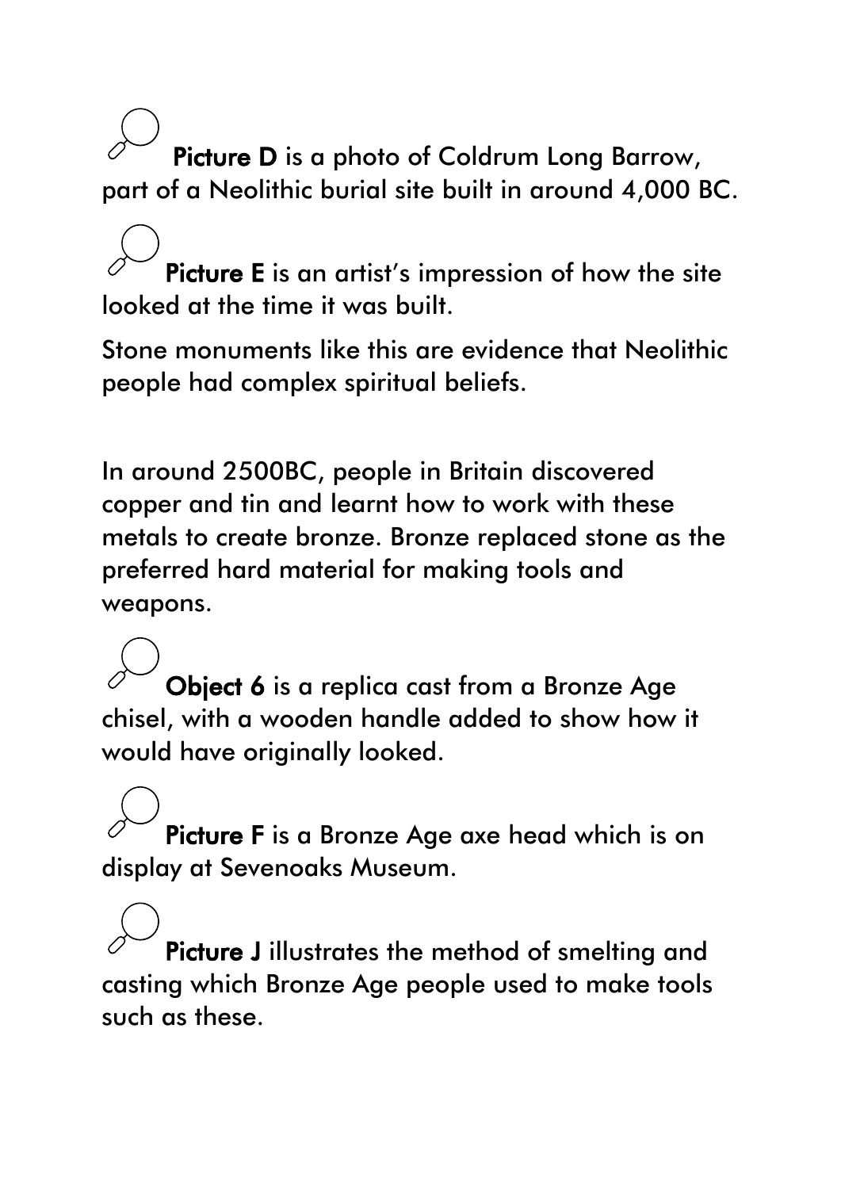**Picture D** is a photo of Coldrum Long Barrow, part of a Neolithic burial site built in around 4,000 BC.

**Picture E** is an artist's impression of how the site looked at the time it was built.

Stone monuments like this are evidence that Neolithic people had complex spiritual beliefs.

In around 2500BC, people in Britain discovered copper and tin and learnt how to work with these metals to create bronze. Bronze replaced stone as the preferred hard material for making tools and weapons.

**Object 6** is a replica cast from a Bronze Age chisel, with a wooden handle added to show how it would have originally looked.

**Picture F** is a Bronze Age axe head which is on display at Sevenoaks Museum.

**Picture J** illustrates the method of smelting and casting which Bronze Age people used to make tools such as these.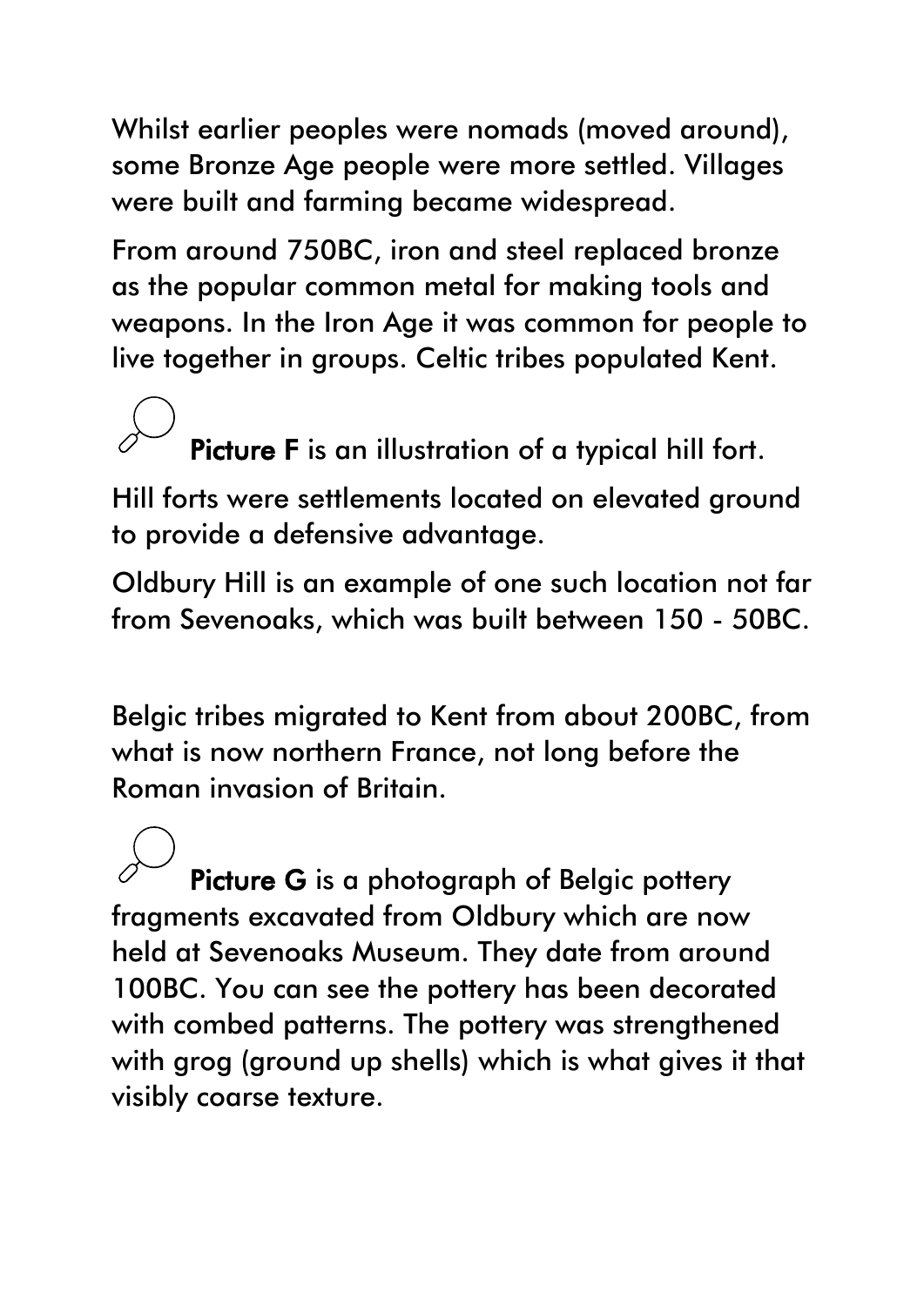Whilst earlier peoples were nomads (moved around), some Bronze Age people were more settled. Villages were built and farming became widespread.

From around 750BC, iron and steel replaced bronze as the popular common metal for making tools and weapons. In the Iron Age it was common for people to live together in groups. Celtic tribes populated Kent.

**Picture F** is an illustration of a typical hill fort.

Hill forts were settlements located on elevated ground to provide a defensive advantage.

Oldbury Hill is an example of one such location not far from Sevenoaks, which was built between 150 - 50BC.

Belgic tribes migrated to Kent from about 200BC, from what is now northern France, not long before the Roman invasion of Britain.

**Picture G** is a photograph of Belgic pottery fragments excavated from Oldbury which are now held at Sevenoaks Museum. They date from around 100BC. You can see the pottery has been decorated with combed patterns. The pottery was strengthened with grog (ground up shells) which is what gives it that visibly coarse texture.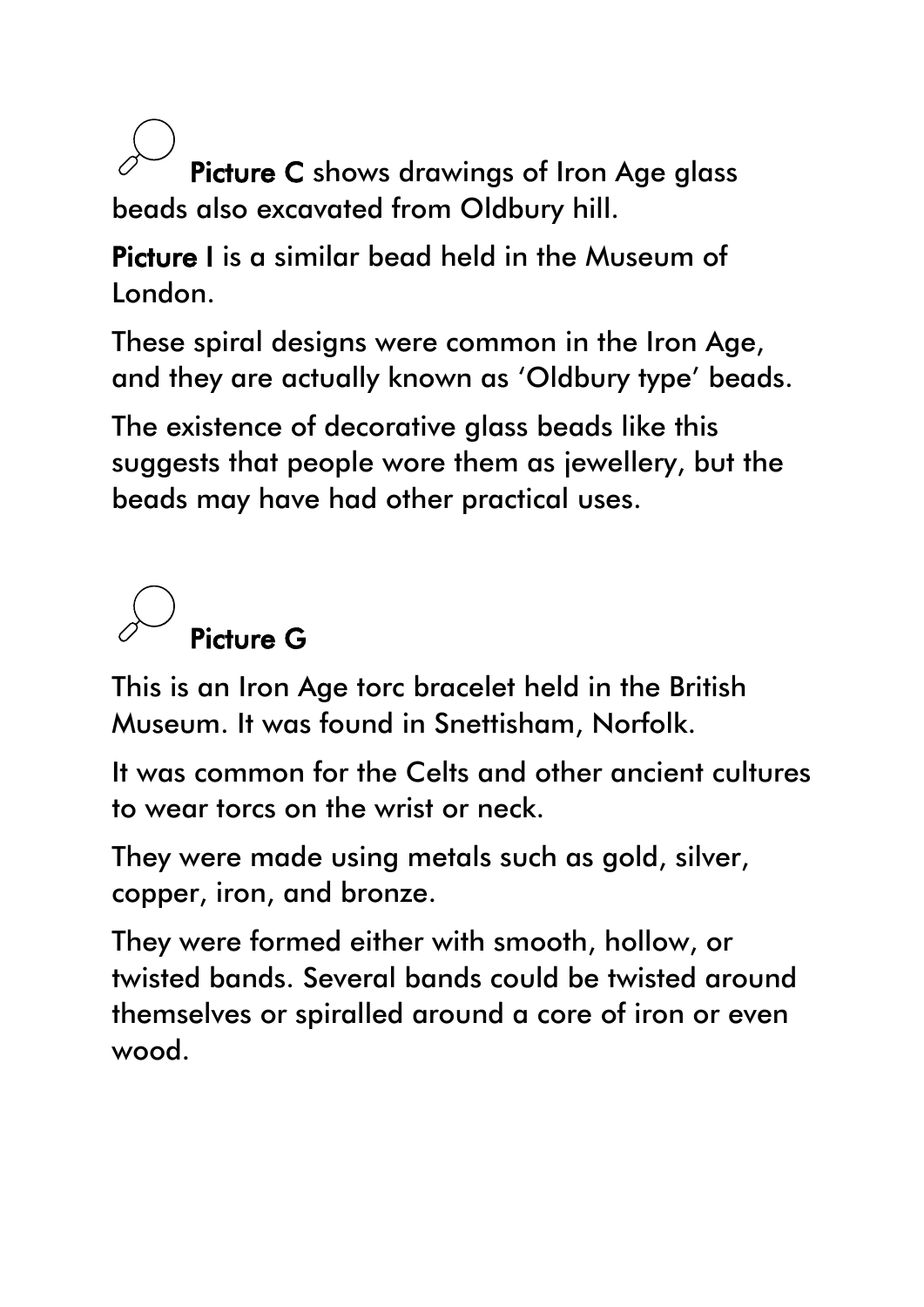**Picture C** shows drawings of Iron Age glass beads also excavated from Oldbury hill.

**Picture I** is a similar bead held in the Museum of London.

These spiral designs were common in the Iron Age, and they are actually known as 'Oldbury type' beads.

The existence of decorative glass beads like this suggests that people wore them as jewellery, but the beads may have had other practical uses.

## Picture G

This is an Iron Age torc bracelet held in the British Museum. It was found in Snettisham, Norfolk.

It was common for the Celts and other ancient cultures to wear torcs on the wrist or neck.

They were made using metals such as gold, silver, copper, iron, and bronze.

They were formed either with smooth, hollow, or twisted bands. Several bands could be twisted around themselves or spiralled around a core of iron or even wood.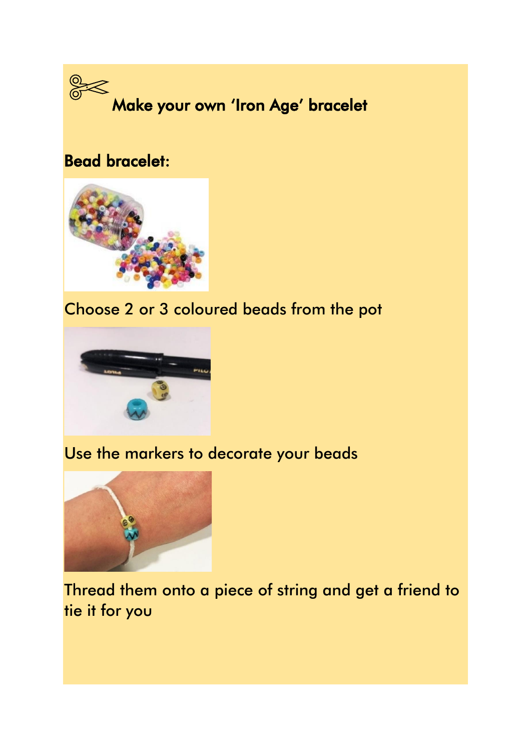## Make your own 'Iron Age' bracelet

### Bead bracelet:

Choose 2 or 3 coloured beads from the pot

Use the markers to decorate your beads

Thread them onto a piece of string and get a friend to tie it for you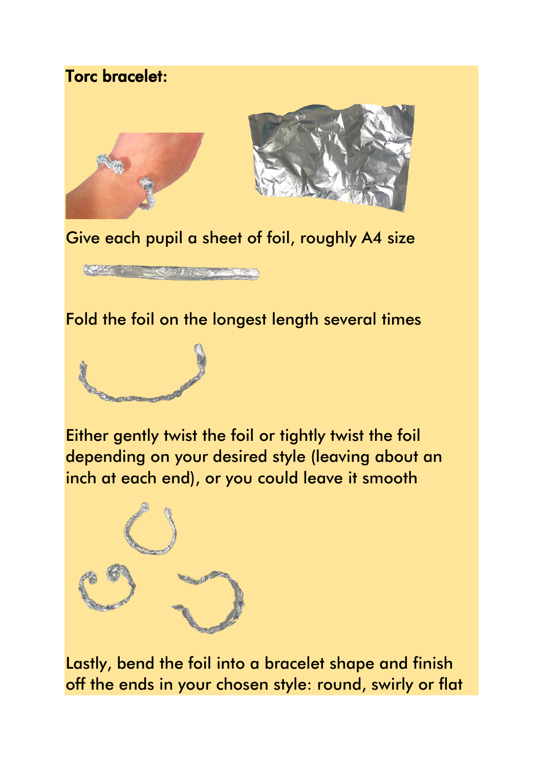**Torc bracelet:**

Give each pupil a sheet of foil, roughly A4 size

Fold the foil on the longest length several times

Either gently twist the foil or tightly twist the foil depending on your desired style (leaving about an inch at each end), or you could leave it smooth

Lastly, bend the foil into a bracelet shape and finish off the ends in your chosen style: round, swirly or flat